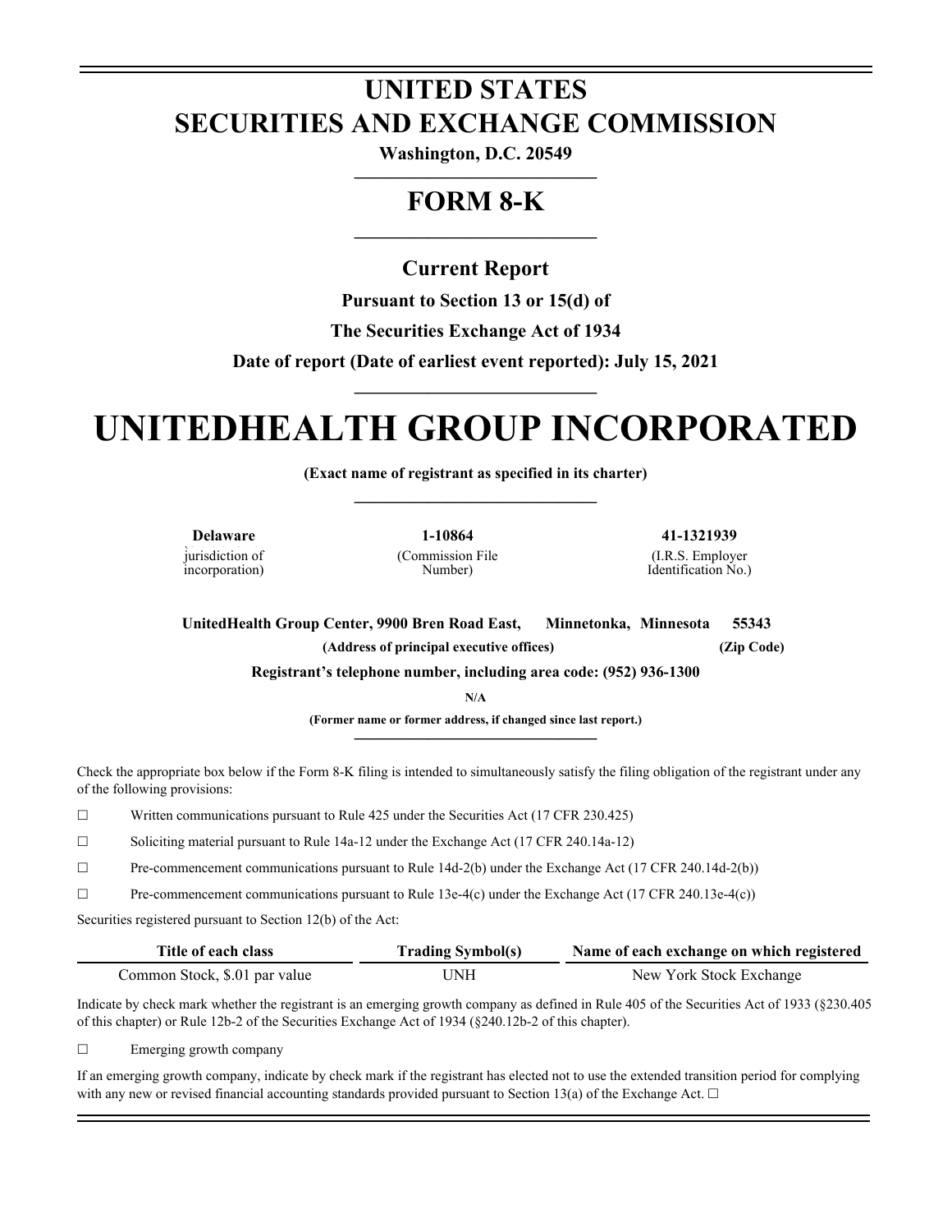# UNITED STATES
# SECURITIES AND EXCHANGE COMMISSION

**Washington, D.C. 20549**

## FORM 8-K

**Current Report**

**Pursuant to Section 13 or 15(d) of**

**The Securities Exchange Act of 1934**

**Date of report (Date of earliest event reported): July 15, 2021**

# UNITEDHEALTH GROUP INCORPORATED

**(Exact name of registrant as specified in its charter)**

| **Delaware** | **1-10864** | **41-1321939** |
|---|---|---|
| jurisdiction of incorporation) | (Commission File Number) | (I.R.S. Employer Identification No.) |

**UnitedHealth Group Center, 9900 Bren Road East, Minnetonka, Minnesota 55343**

**(Address of principal executive offices) (Zip Code)**

**Registrant's telephone number, including area code: (952) 936-1300**

**N/A**

**(Former name or former address, if changed since last report.)**

Check the appropriate box below if the Form 8-K filing is intended to simultaneously satisfy the filing obligation of the registrant under any of the following provisions:

☐ Written communications pursuant to Rule 425 under the Securities Act (17 CFR 230.425)

☐ Soliciting material pursuant to Rule 14a-12 under the Exchange Act (17 CFR 240.14a-12)

☐ Pre-commencement communications pursuant to Rule 14d-2(b) under the Exchange Act (17 CFR 240.14d-2(b))

☐ Pre-commencement communications pursuant to Rule 13e-4(c) under the Exchange Act (17 CFR 240.13e-4(c))

Securities registered pursuant to Section 12(b) of the Act:

| Title of each class | Trading Symbol(s) | Name of each exchange on which registered |
|---|---|---|
| Common Stock, $.01 par value | UNH | New York Stock Exchange |

Indicate by check mark whether the registrant is an emerging growth company as defined in Rule 405 of the Securities Act of 1933 (§230.405 of this chapter) or Rule 12b-2 of the Securities Exchange Act of 1934 (§240.12b-2 of this chapter).

☐ Emerging growth company

If an emerging growth company, indicate by check mark if the registrant has elected not to use the extended transition period for complying with any new or revised financial accounting standards provided pursuant to Section 13(a) of the Exchange Act. ☐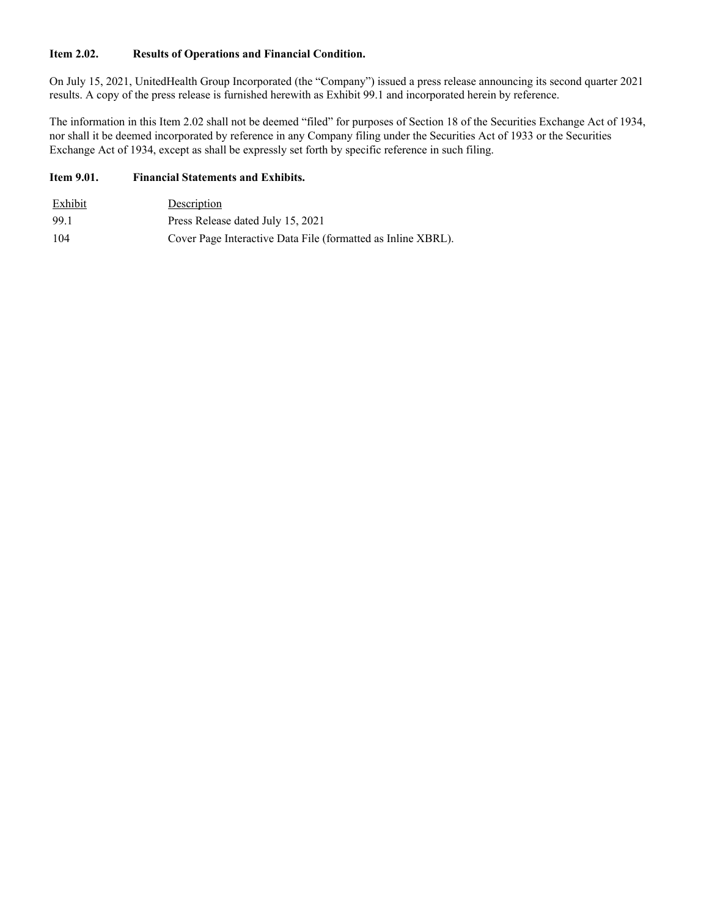**Item 2.02. Results of Operations and Financial Condition.**

On July 15, 2021, UnitedHealth Group Incorporated (the "Company") issued a press release announcing its second quarter 2021 results. A copy of the press release is furnished herewith as Exhibit 99.1 and incorporated herein by reference.

The information in this Item 2.02 shall not be deemed "filed" for purposes of Section 18 of the Securities Exchange Act of 1934, nor shall it be deemed incorporated by reference in any Company filing under the Securities Act of 1933 or the Securities Exchange Act of 1934, except as shall be expressly set forth by specific reference in such filing.

**Item 9.01. Financial Statements and Exhibits.**

| Exhibit | Description |
|---|---|
| 99.1 | Press Release dated July 15, 2021 |
| 104 | Cover Page Interactive Data File (formatted as Inline XBRL). |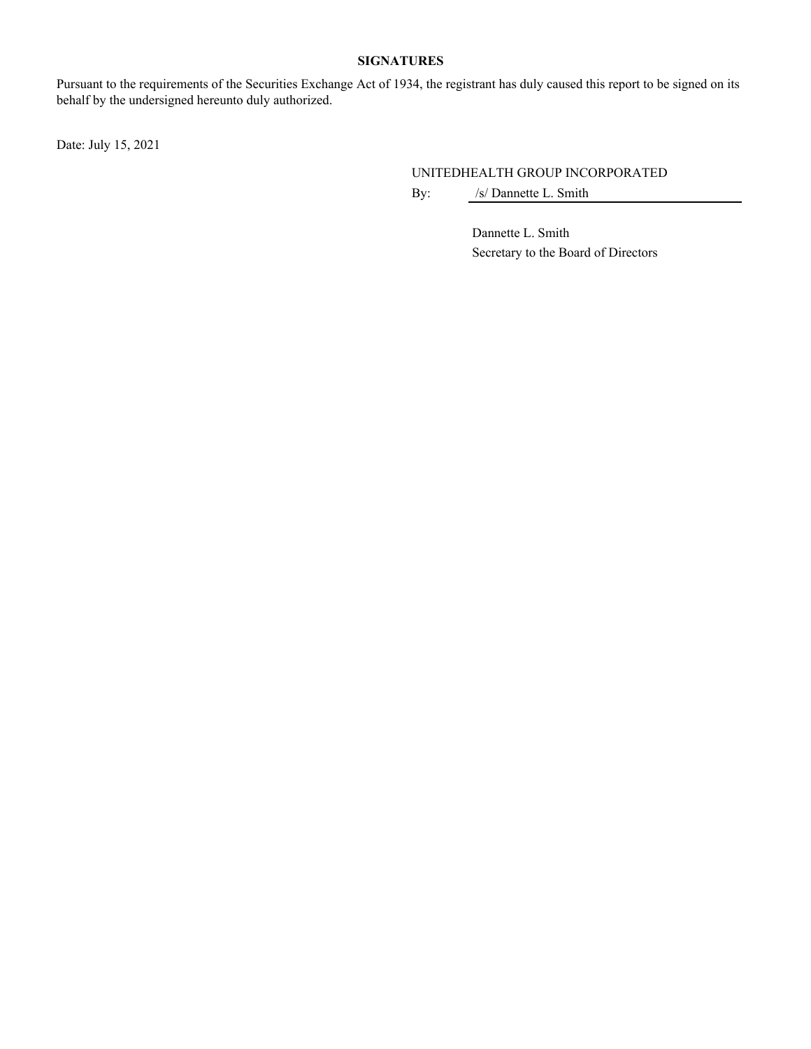**SIGNATURES**

Pursuant to the requirements of the Securities Exchange Act of 1934, the registrant has duly caused this report to be signed on its behalf by the undersigned hereunto duly authorized.

Date: July 15, 2021

UNITEDHEALTH GROUP INCORPORATED

By: /s/ Dannette L. Smith

Dannette L. Smith
Secretary to the Board of Directors